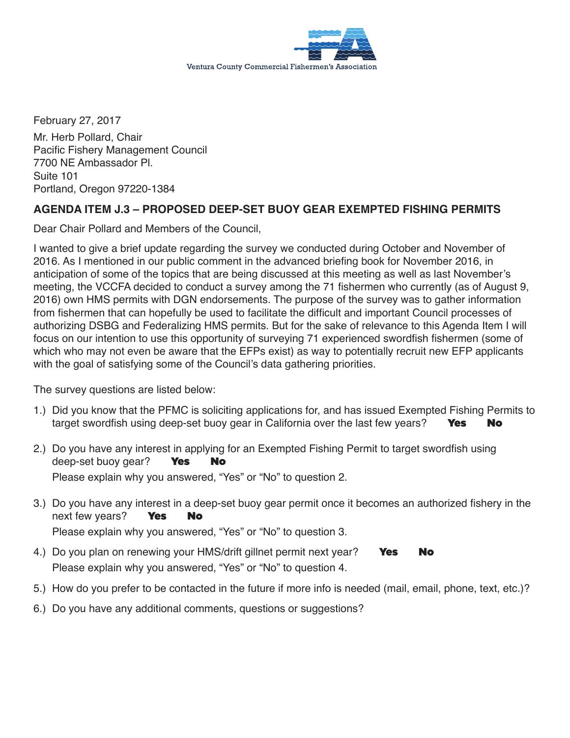Ventura County Commercial Fishermen's Association

February 27, 2017

Mr. Herb Pollard, Chair
Pacific Fishery Management Council
7700 NE Ambassador Pl.
Suite 101
Portland, Oregon 97220-1384

**AGENDA ITEM J.3 – PROPOSED DEEP-SET BUOY GEAR EXEMPTED FISHING PERMITS**

Dear Chair Pollard and Members of the Council,

I wanted to give a brief update regarding the survey we conducted during October and November of 2016. As I mentioned in our public comment in the advanced briefing book for November 2016, in anticipation of some of the topics that are being discussed at this meeting as well as last November's meeting, the VCCFA decided to conduct a survey among the 71 fishermen who currently (as of August 9, 2016) own HMS permits with DGN endorsements. The purpose of the survey was to gather information from fishermen that can hopefully be used to facilitate the difficult and important Council processes of authorizing DSBG and Federalizing HMS permits. But for the sake of relevance to this Agenda Item I will focus on our intention to use this opportunity of surveying 71 experienced swordfish fishermen (some of which who may not even be aware that the EFPs exist) as way to potentially recruit new EFP applicants with the goal of satisfying some of the Council's data gathering priorities.

The survey questions are listed below:

1.) Did you know that the PFMC is soliciting applications for, and has issued Exempted Fishing Permits to target swordfish using deep-set buoy gear in California over the last few years? **Yes** **No**

2.) Do you have any interest in applying for an Exempted Fishing Permit to target swordfish using deep-set buoy gear? **Yes** **No**
Please explain why you answered, "Yes" or "No" to question 2.

3.) Do you have any interest in a deep-set buoy gear permit once it becomes an authorized fishery in the next few years? **Yes** **No**
Please explain why you answered, "Yes" or "No" to question 3.

4.) Do you plan on renewing your HMS/drift gillnet permit next year? **Yes** **No**
Please explain why you answered, "Yes" or "No" to question 4.

5.) How do you prefer to be contacted in the future if more info is needed (mail, email, phone, text, etc.)?

6.) Do you have any additional comments, questions or suggestions?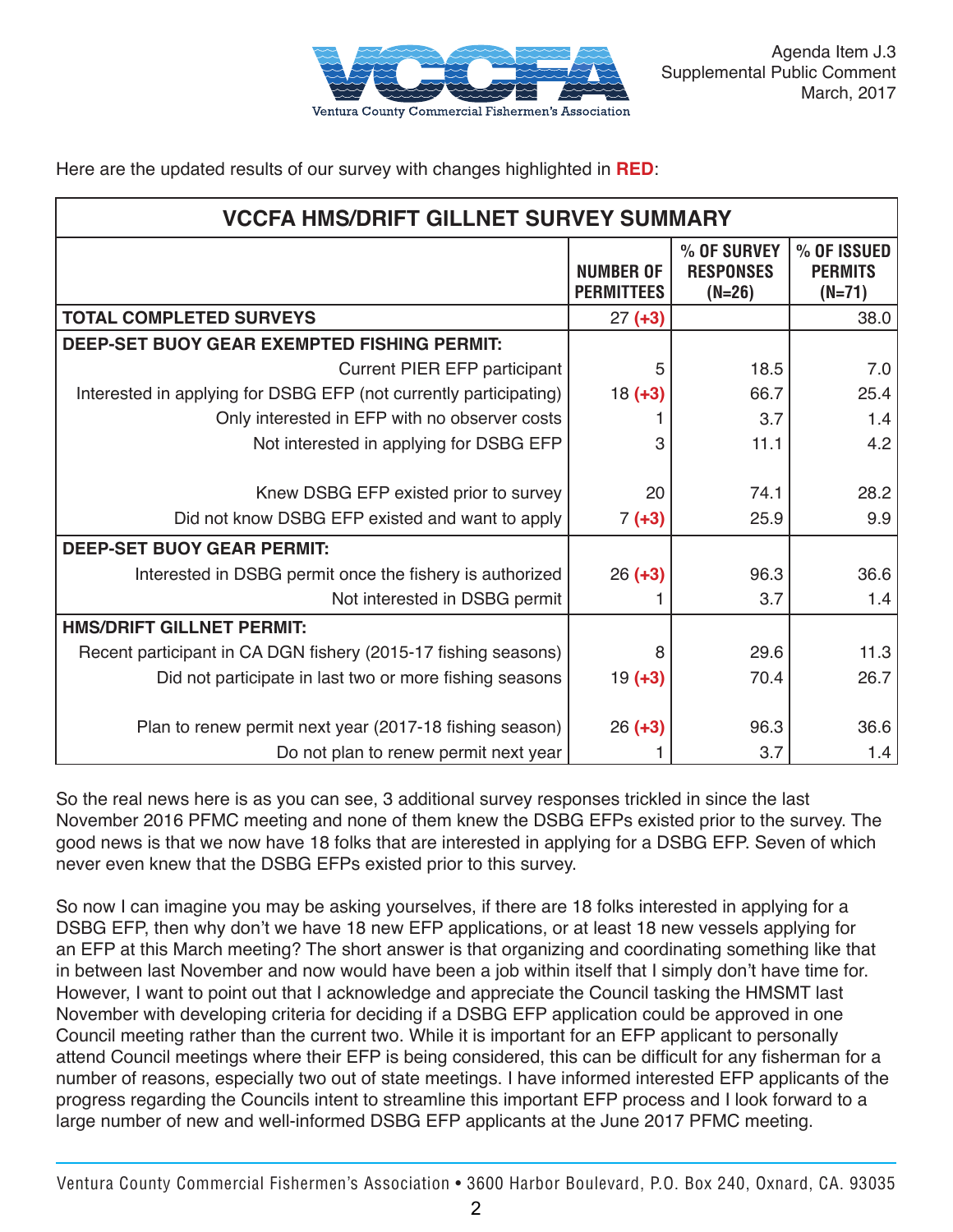Agenda Item J.3
Supplemental Public Comment
March, 2017

Here are the updated results of our survey with changes highlighted in **RED**:

| VCCFA HMS/DRIFT GILLNET SURVEY SUMMARY | NUMBER OF PERMITTEES | % OF SURVEY RESPONSES (N=26) | % OF ISSUED PERMITS (N=71) |
|---|---|---|---|
| **TOTAL COMPLETED SURVEYS** | 27 **(+3)** | | 38.0 |
| **DEEP-SET BUOY GEAR EXEMPTED FISHING PERMIT:** | | | |
| Current PIER EFP participant | 5 | 18.5 | 7.0 |
| Interested in applying for DSBG EFP (not currently participating) | 18 **(+3)** | 66.7 | 25.4 |
| Only interested in EFP with no observer costs | 1 | 3.7 | 1.4 |
| Not interested in applying for DSBG EFP | 3 | 11.1 | 4.2 |
| Knew DSBG EFP existed prior to survey | 20 | 74.1 | 28.2 |
| Did not know DSBG EFP existed and want to apply | 7 **(+3)** | 25.9 | 9.9 |
| **DEEP-SET BUOY GEAR PERMIT:** | | | |
| Interested in DSBG permit once the fishery is authorized | 26 **(+3)** | 96.3 | 36.6 |
| Not interested in DSBG permit | 1 | 3.7 | 1.4 |
| **HMS/DRIFT GILLNET PERMIT:** | | | |
| Recent participant in CA DGN fishery (2015-17 fishing seasons) | 8 | 29.6 | 11.3 |
| Did not participate in last two or more fishing seasons | 19 **(+3)** | 70.4 | 26.7 |
| Plan to renew permit next year (2017-18 fishing season) | 26 **(+3)** | 96.3 | 36.6 |
| Do not plan to renew permit next year | 1 | 3.7 | 1.4 |

So the real news here is as you can see, 3 additional survey responses trickled in since the last November 2016 PFMC meeting and none of them knew the DSBG EFPs existed prior to the survey. The good news is that we now have 18 folks that are interested in applying for a DSBG EFP. Seven of which never even knew that the DSBG EFPs existed prior to this survey.

So now I can imagine you may be asking yourselves, if there are 18 folks interested in applying for a DSBG EFP, then why don't we have 18 new EFP applications, or at least 18 new vessels applying for an EFP at this March meeting? The short answer is that organizing and coordinating something like that in between last November and now would have been a job within itself that I simply don't have time for. However, I want to point out that I acknowledge and appreciate the Council tasking the HMSMT last November with developing criteria for deciding if a DSBG EFP application could be approved in one Council meeting rather than the current two. While it is important for an EFP applicant to personally attend Council meetings where their EFP is being considered, this can be difficult for any fisherman for a number of reasons, especially two out of state meetings. I have informed interested EFP applicants of the progress regarding the Councils intent to streamline this important EFP process and I look forward to a large number of new and well-informed DSBG EFP applicants at the June 2017 PFMC meeting.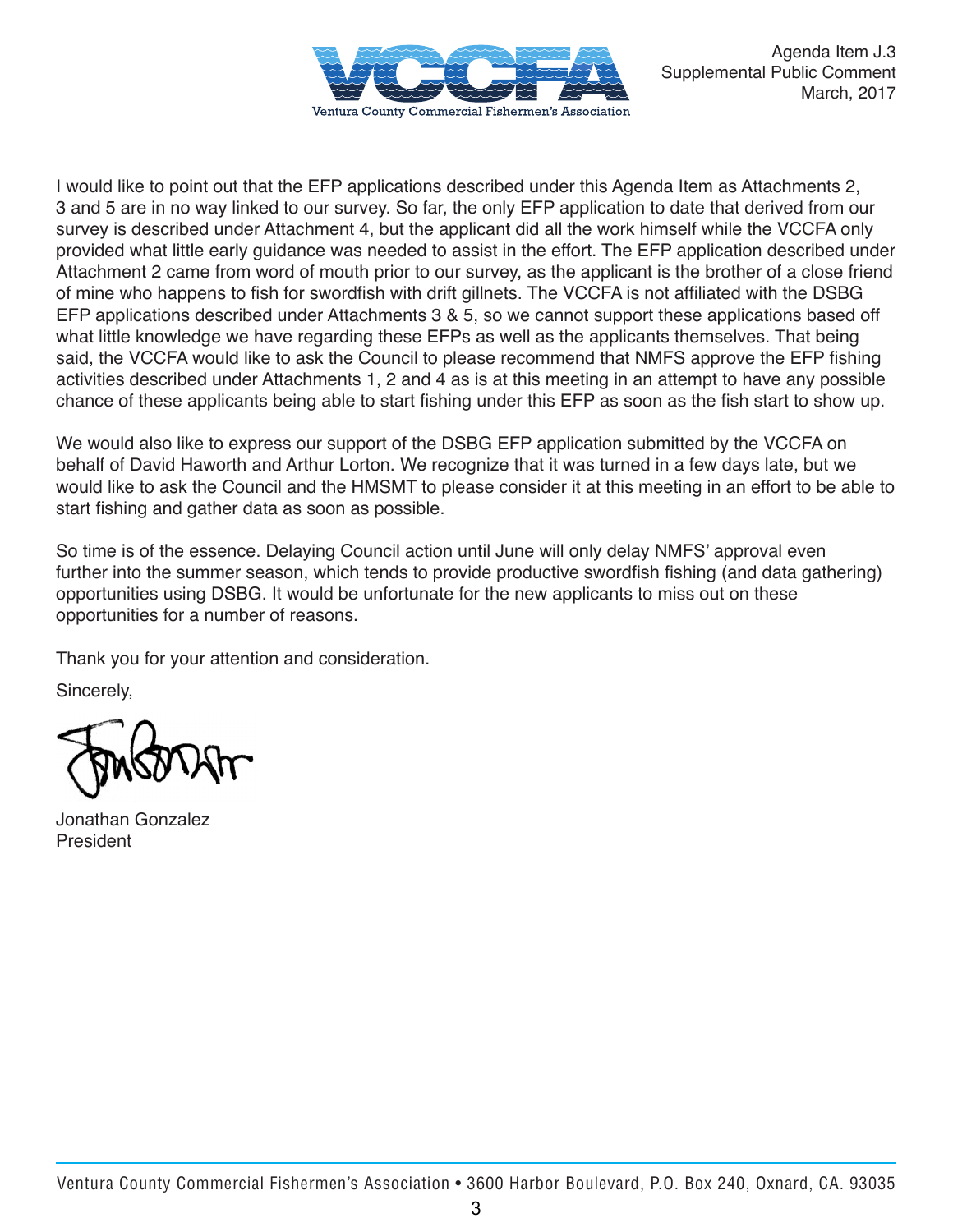Agenda Item J.3
Supplemental Public Comment
March, 2017

I would like to point out that the EFP applications described under this Agenda Item as Attachments 2, 3 and 5 are in no way linked to our survey. So far, the only EFP application to date that derived from our survey is described under Attachment 4, but the applicant did all the work himself while the VCCFA only provided what little early guidance was needed to assist in the effort. The EFP application described under Attachment 2 came from word of mouth prior to our survey, as the applicant is the brother of a close friend of mine who happens to fish for swordfish with drift gillnets. The VCCFA is not affiliated with the DSBG EFP applications described under Attachments 3 & 5, so we cannot support these applications based off what little knowledge we have regarding these EFPs as well as the applicants themselves. That being said, the VCCFA would like to ask the Council to please recommend that NMFS approve the EFP fishing activities described under Attachments 1, 2 and 4 as is at this meeting in an attempt to have any possible chance of these applicants being able to start fishing under this EFP as soon as the fish start to show up.

We would also like to express our support of the DSBG EFP application submitted by the VCCFA on behalf of David Haworth and Arthur Lorton. We recognize that it was turned in a few days late, but we would like to ask the Council and the HMSMT to please consider it at this meeting in an effort to be able to start fishing and gather data as soon as possible.

So time is of the essence. Delaying Council action until June will only delay NMFS' approval even further into the summer season, which tends to provide productive swordfish fishing (and data gathering) opportunities using DSBG. It would be unfortunate for the new applicants to miss out on these opportunities for a number of reasons.

Thank you for your attention and consideration.

Sincerely,

Jonathan Gonzalez
President